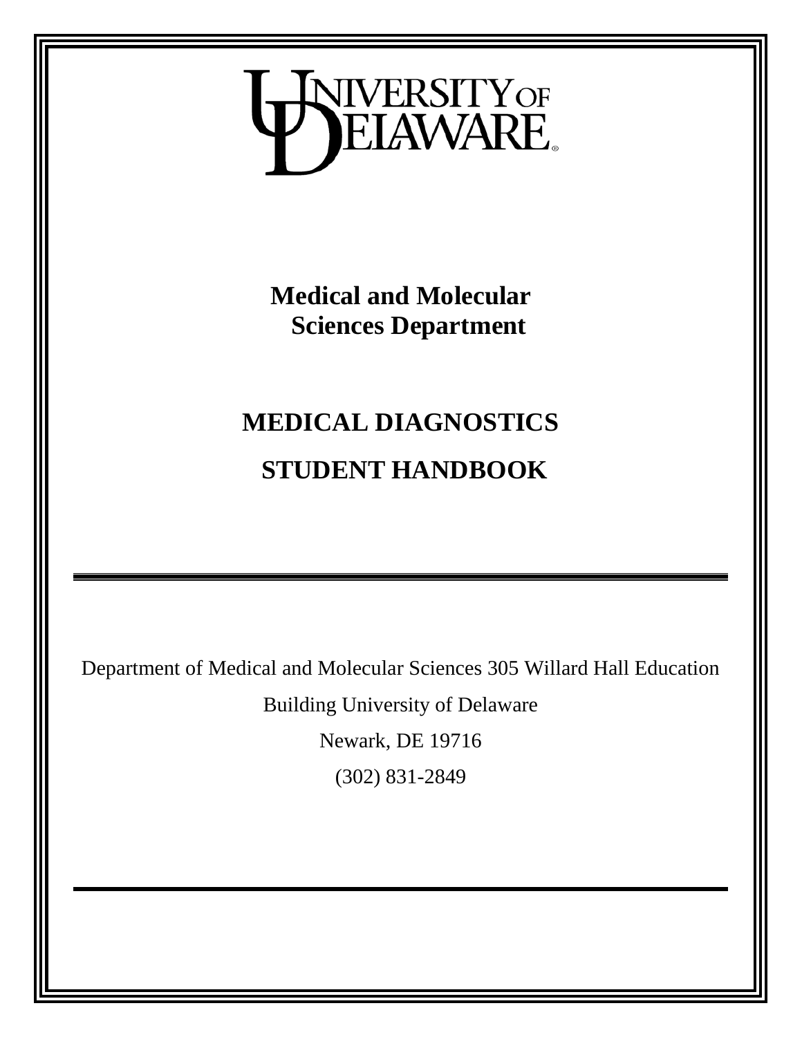UNIVERSITY OF DELAWARE

# Medical and Molecular Sciences Department

# MEDICAL DIAGNOSTICS STUDENT HANDBOOK

---

Department of Medical and Molecular Sciences 305 Willard Hall Education

Building University of Delaware

Newark, DE 19716

(302) 831-2849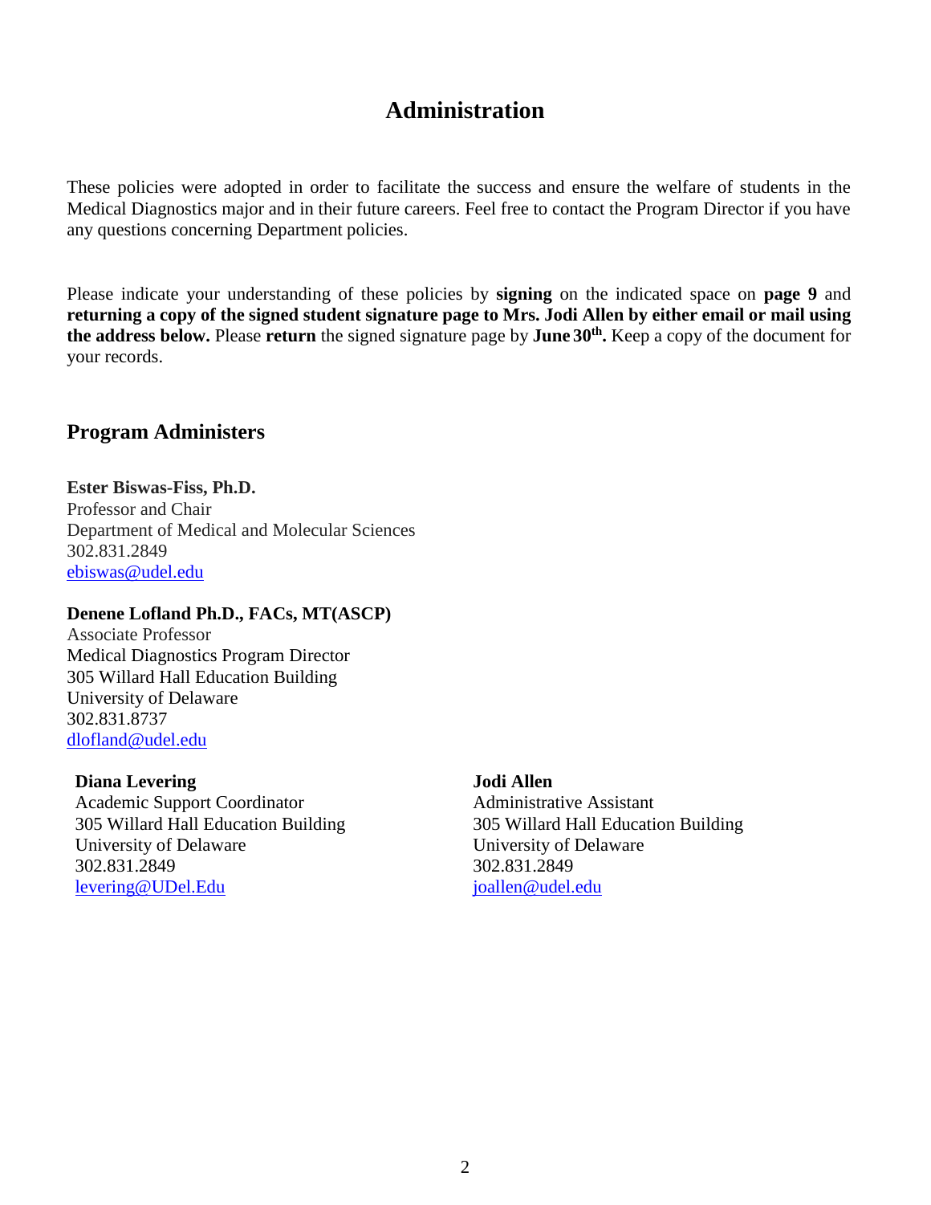# Administration

These policies were adopted in order to facilitate the success and ensure the welfare of students in the Medical Diagnostics major and in their future careers. Feel free to contact the Program Director if you have any questions concerning Department policies.

Please indicate your understanding of these policies by **signing** on the indicated space on **page 9** and **returning a copy of the signed student signature page to Mrs. Jodi Allen by either email or mail using the address below.** Please **return** the signed signature page by **June 30th.** Keep a copy of the document for your records.

## Program Administers

**Ester Biswas-Fiss, Ph.D.**
Professor and Chair
Department of Medical and Molecular Sciences
302.831.2849
ebiswas@udel.edu

**Denene Lofland Ph.D., FACs, MT(ASCP)**
Associate Professor
Medical Diagnostics Program Director
305 Willard Hall Education Building
University of Delaware
302.831.8737
dlofland@udel.edu

**Diana Levering**
Academic Support Coordinator
305 Willard Hall Education Building
University of Delaware
302.831.2849
levering@UDel.Edu

**Jodi Allen**
Administrative Assistant
305 Willard Hall Education Building
University of Delaware
302.831.2849
joallen@udel.edu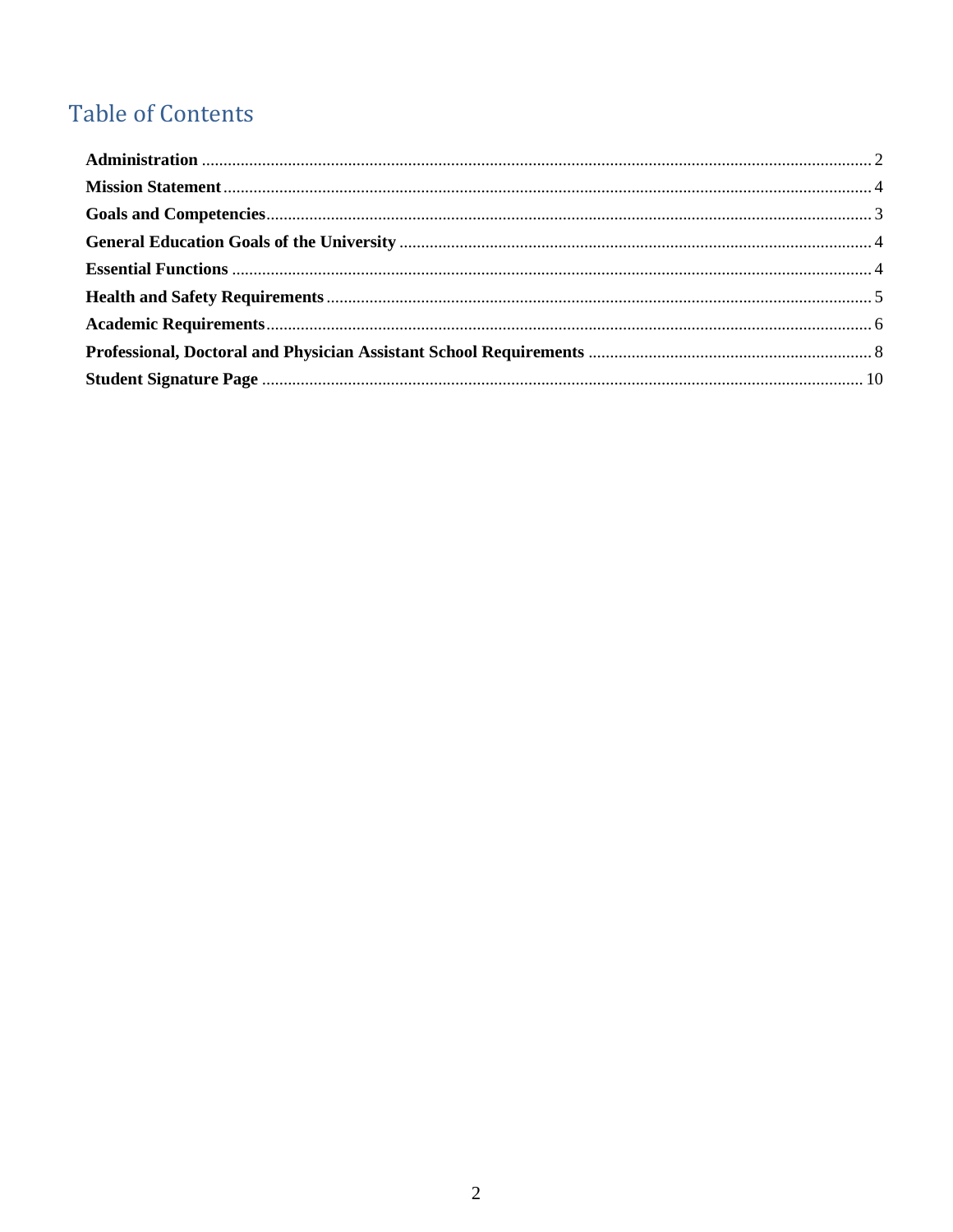# Table of Contents

**Administration** .......... 2
**Mission Statement** .......... 4
**Goals and Competencies** .......... 3
**General Education Goals of the University** .......... 4
**Essential Functions** .......... 4
**Health and Safety Requirements** .......... 5
**Academic Requirements** .......... 6
**Professional, Doctoral and Physician Assistant School Requirements** .......... 8
**Student Signature Page** .......... 10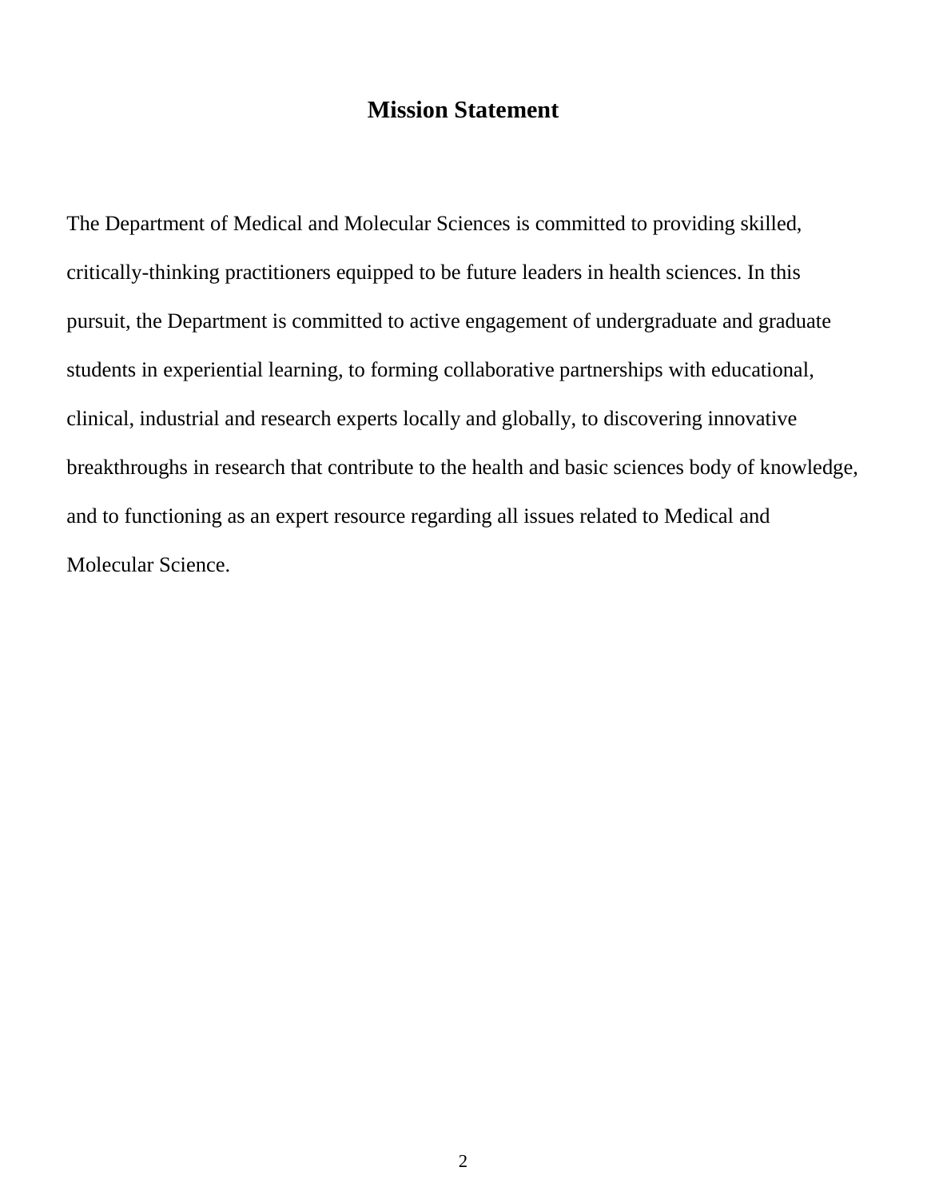# Mission Statement

The Department of Medical and Molecular Sciences is committed to providing skilled, critically-thinking practitioners equipped to be future leaders in health sciences. In this pursuit, the Department is committed to active engagement of undergraduate and graduate students in experiential learning, to forming collaborative partnerships with educational, clinical, industrial and research experts locally and globally, to discovering innovative breakthroughs in research that contribute to the health and basic sciences body of knowledge, and to functioning as an expert resource regarding all issues related to Medical and Molecular Science.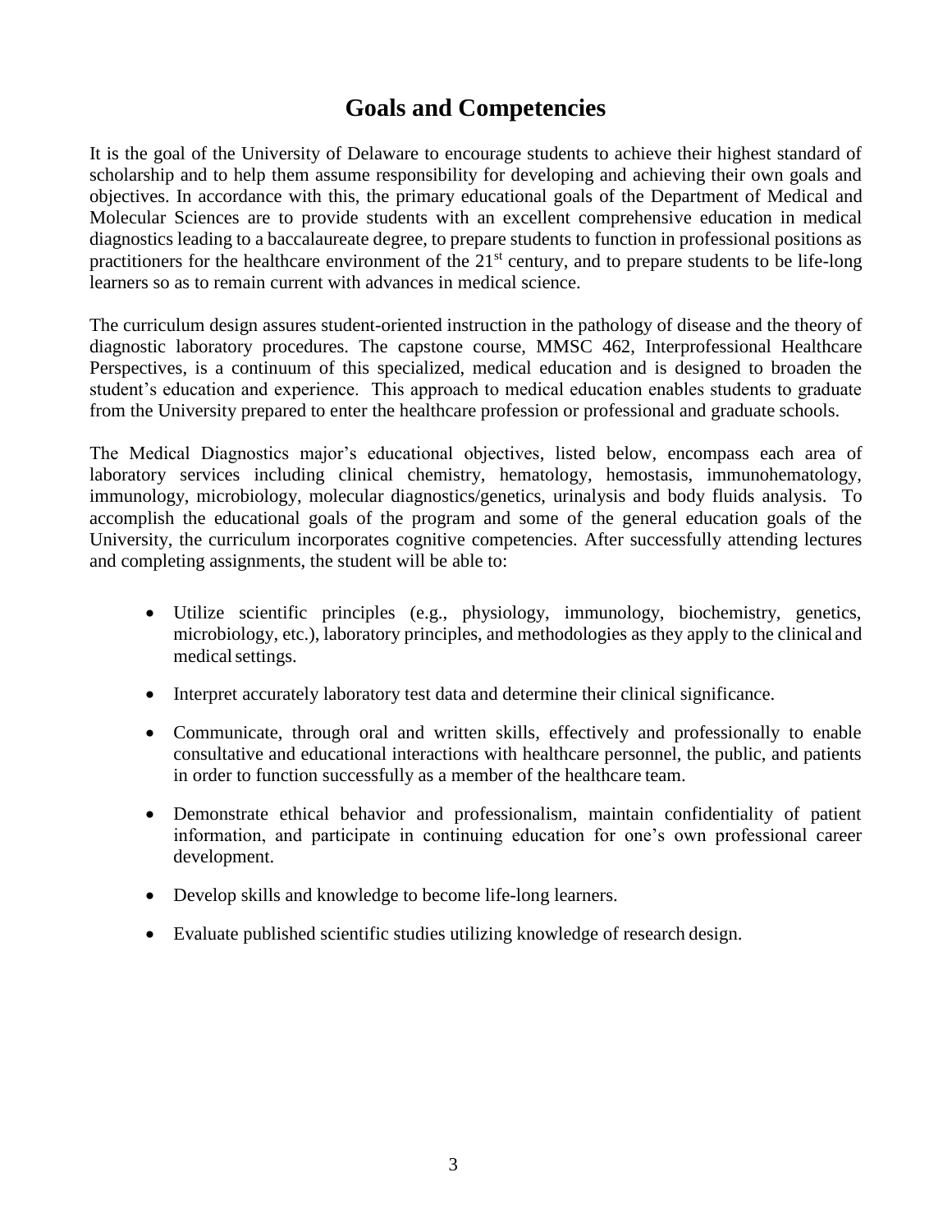# Goals and Competencies

It is the goal of the University of Delaware to encourage students to achieve their highest standard of scholarship and to help them assume responsibility for developing and achieving their own goals and objectives. In accordance with this, the primary educational goals of the Department of Medical and Molecular Sciences are to provide students with an excellent comprehensive education in medical diagnostics leading to a baccalaureate degree, to prepare students to function in professional positions as practitioners for the healthcare environment of the 21st century, and to prepare students to be life-long learners so as to remain current with advances in medical science.

The curriculum design assures student-oriented instruction in the pathology of disease and the theory of diagnostic laboratory procedures. The capstone course, MMSC 462, Interprofessional Healthcare Perspectives, is a continuum of this specialized, medical education and is designed to broaden the student's education and experience. This approach to medical education enables students to graduate from the University prepared to enter the healthcare profession or professional and graduate schools.

The Medical Diagnostics major's educational objectives, listed below, encompass each area of laboratory services including clinical chemistry, hematology, hemostasis, immunohematology, immunology, microbiology, molecular diagnostics/genetics, urinalysis and body fluids analysis. To accomplish the educational goals of the program and some of the general education goals of the University, the curriculum incorporates cognitive competencies. After successfully attending lectures and completing assignments, the student will be able to:

- Utilize scientific principles (e.g., physiology, immunology, biochemistry, genetics, microbiology, etc.), laboratory principles, and methodologies as they apply to the clinical and medical settings.
- Interpret accurately laboratory test data and determine their clinical significance.
- Communicate, through oral and written skills, effectively and professionally to enable consultative and educational interactions with healthcare personnel, the public, and patients in order to function successfully as a member of the healthcare team.
- Demonstrate ethical behavior and professionalism, maintain confidentiality of patient information, and participate in continuing education for one's own professional career development.
- Develop skills and knowledge to become life-long learners.
- Evaluate published scientific studies utilizing knowledge of research design.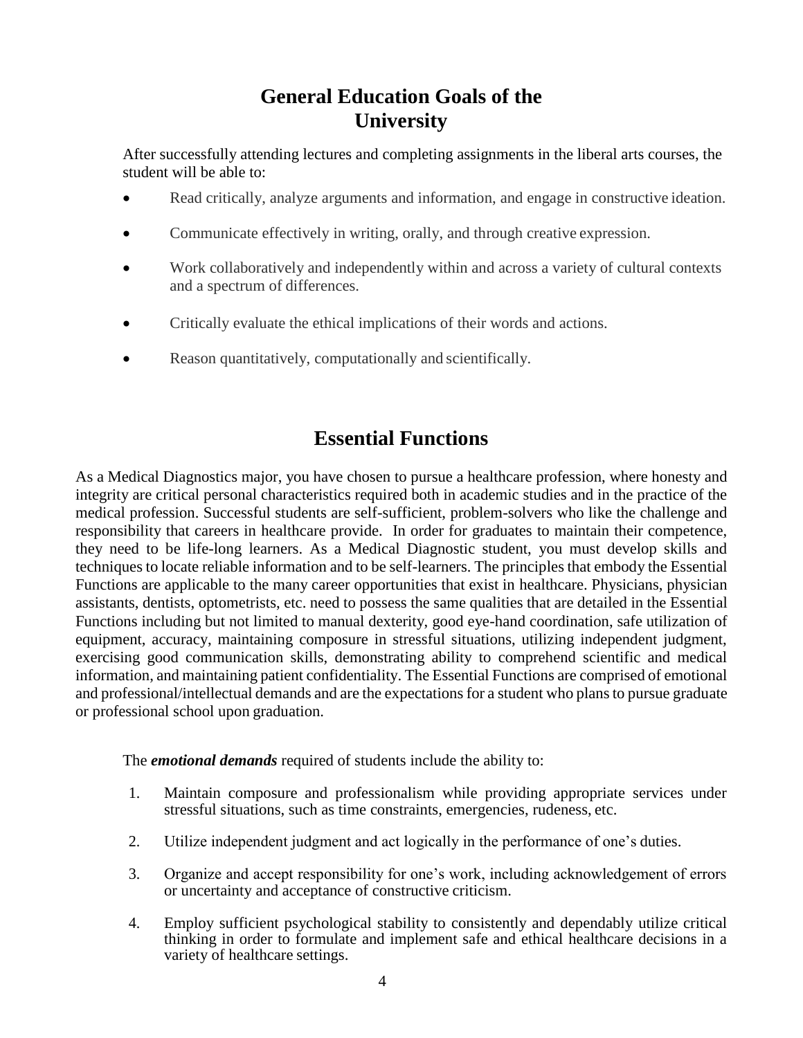# General Education Goals of the University

After successfully attending lectures and completing assignments in the liberal arts courses, the student will be able to:

- Read critically, analyze arguments and information, and engage in constructive ideation.
- Communicate effectively in writing, orally, and through creative expression.
- Work collaboratively and independently within and across a variety of cultural contexts and a spectrum of differences.
- Critically evaluate the ethical implications of their words and actions.
- Reason quantitatively, computationally and scientifically.

# Essential Functions

As a Medical Diagnostics major, you have chosen to pursue a healthcare profession, where honesty and integrity are critical personal characteristics required both in academic studies and in the practice of the medical profession. Successful students are self-sufficient, problem-solvers who like the challenge and responsibility that careers in healthcare provide. In order for graduates to maintain their competence, they need to be life-long learners. As a Medical Diagnostic student, you must develop skills and techniques to locate reliable information and to be self-learners. The principles that embody the Essential Functions are applicable to the many career opportunities that exist in healthcare. Physicians, physician assistants, dentists, optometrists, etc. need to possess the same qualities that are detailed in the Essential Functions including but not limited to manual dexterity, good eye-hand coordination, safe utilization of equipment, accuracy, maintaining composure in stressful situations, utilizing independent judgment, exercising good communication skills, demonstrating ability to comprehend scientific and medical information, and maintaining patient confidentiality. The Essential Functions are comprised of emotional and professional/intellectual demands and are the expectations for a student who plans to pursue graduate or professional school upon graduation.

The ***emotional demands*** required of students include the ability to:

1. Maintain composure and professionalism while providing appropriate services under stressful situations, such as time constraints, emergencies, rudeness, etc.
2. Utilize independent judgment and act logically in the performance of one's duties.
3. Organize and accept responsibility for one's work, including acknowledgement of errors or uncertainty and acceptance of constructive criticism.
4. Employ sufficient psychological stability to consistently and dependably utilize critical thinking in order to formulate and implement safe and ethical healthcare decisions in a variety of healthcare settings.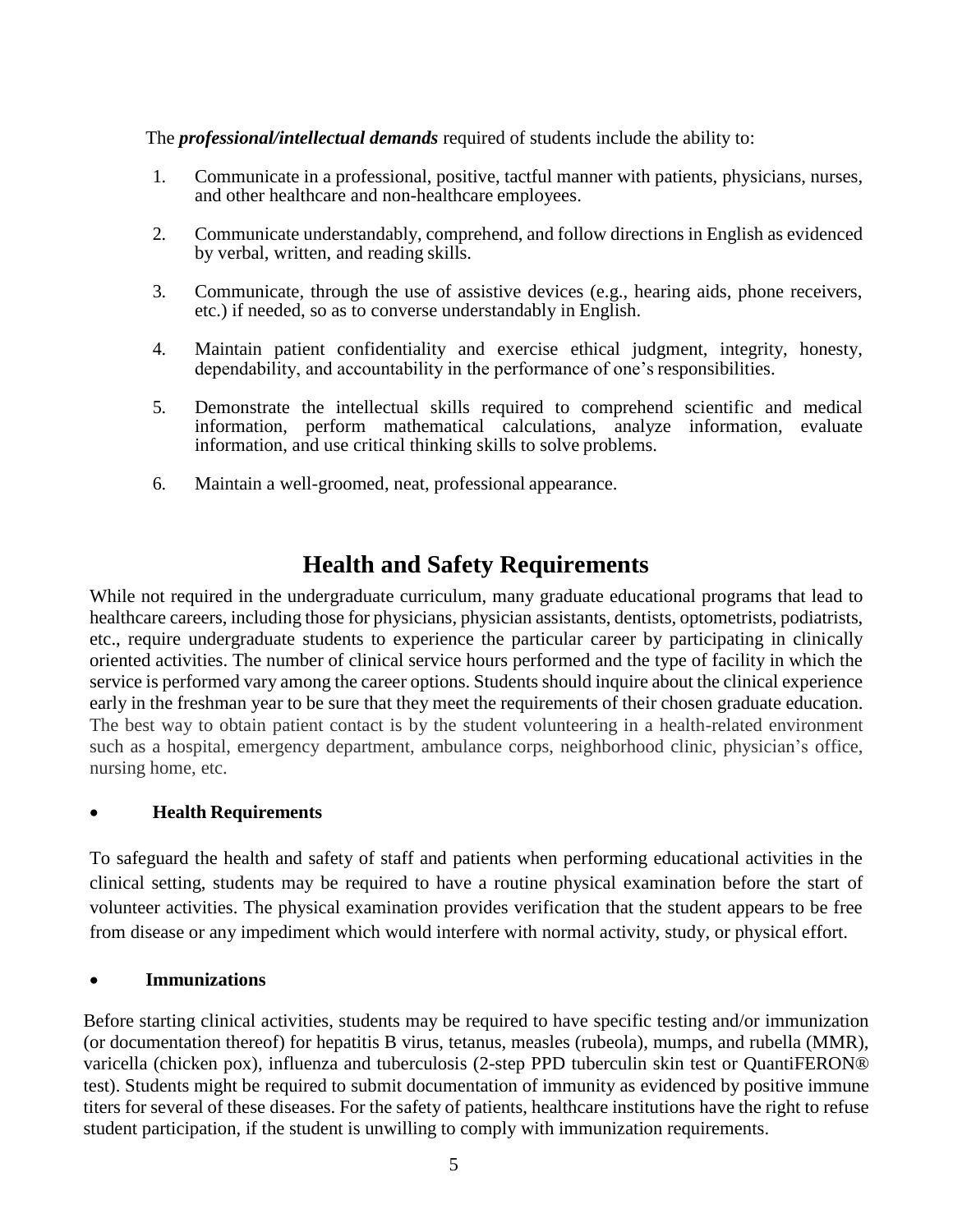The ***professional/intellectual demands*** required of students include the ability to:

1. Communicate in a professional, positive, tactful manner with patients, physicians, nurses, and other healthcare and non-healthcare employees.

2. Communicate understandably, comprehend, and follow directions in English as evidenced by verbal, written, and reading skills.

3. Communicate, through the use of assistive devices (e.g., hearing aids, phone receivers, etc.) if needed, so as to converse understandably in English.

4. Maintain patient confidentiality and exercise ethical judgment, integrity, honesty, dependability, and accountability in the performance of one's responsibilities.

5. Demonstrate the intellectual skills required to comprehend scientific and medical information, perform mathematical calculations, analyze information, evaluate information, and use critical thinking skills to solve problems.

6. Maintain a well-groomed, neat, professional appearance.

## Health and Safety Requirements

While not required in the undergraduate curriculum, many graduate educational programs that lead to healthcare careers, including those for physicians, physician assistants, dentists, optometrists, podiatrists, etc., require undergraduate students to experience the particular career by participating in clinically oriented activities. The number of clinical service hours performed and the type of facility in which the service is performed vary among the career options. Students should inquire about the clinical experience early in the freshman year to be sure that they meet the requirements of their chosen graduate education. The best way to obtain patient contact is by the student volunteering in a health-related environment such as a hospital, emergency department, ambulance corps, neighborhood clinic, physician's office, nursing home, etc.

- **Health Requirements**

To safeguard the health and safety of staff and patients when performing educational activities in the clinical setting, students may be required to have a routine physical examination before the start of volunteer activities. The physical examination provides verification that the student appears to be free from disease or any impediment which would interfere with normal activity, study, or physical effort.

- **Immunizations**

Before starting clinical activities, students may be required to have specific testing and/or immunization (or documentation thereof) for hepatitis B virus, tetanus, measles (rubeola), mumps, and rubella (MMR), varicella (chicken pox), influenza and tuberculosis (2-step PPD tuberculin skin test or QuantiFERON® test). Students might be required to submit documentation of immunity as evidenced by positive immune titers for several of these diseases. For the safety of patients, healthcare institutions have the right to refuse student participation, if the student is unwilling to comply with immunization requirements.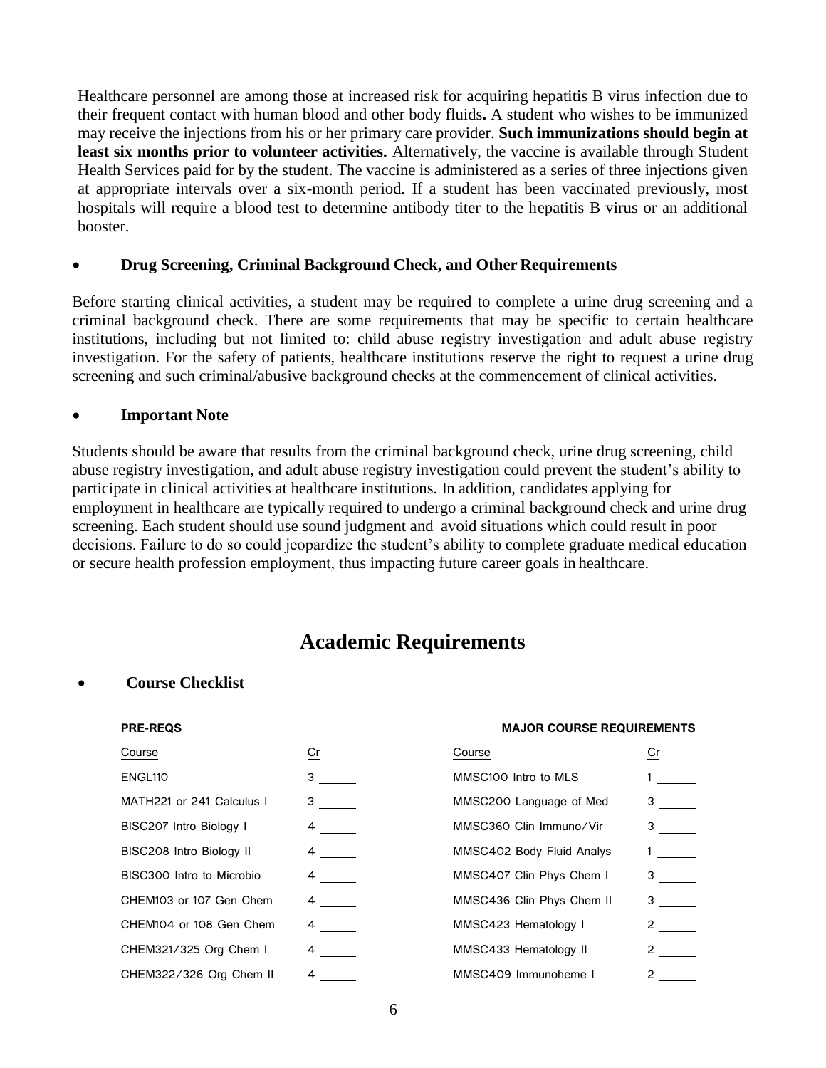Healthcare personnel are among those at increased risk for acquiring hepatitis B virus infection due to their frequent contact with human blood and other body fluids. A student who wishes to be immunized may receive the injections from his or her primary care provider. **Such immunizations should begin at least six months prior to volunteer activities.** Alternatively, the vaccine is available through Student Health Services paid for by the student. The vaccine is administered as a series of three injections given at appropriate intervals over a six-month period. If a student has been vaccinated previously, most hospitals will require a blood test to determine antibody titer to the hepatitis B virus or an additional booster.

- **Drug Screening, Criminal Background Check, and Other Requirements**

Before starting clinical activities, a student may be required to complete a urine drug screening and a criminal background check. There are some requirements that may be specific to certain healthcare institutions, including but not limited to: child abuse registry investigation and adult abuse registry investigation. For the safety of patients, healthcare institutions reserve the right to request a urine drug screening and such criminal/abusive background checks at the commencement of clinical activities.

- **Important Note**

Students should be aware that results from the criminal background check, urine drug screening, child abuse registry investigation, and adult abuse registry investigation could prevent the student's ability to participate in clinical activities at healthcare institutions. In addition, candidates applying for employment in healthcare are typically required to undergo a criminal background check and urine drug screening. Each student should use sound judgment and avoid situations which could result in poor decisions. Failure to do so could jeopardize the student's ability to complete graduate medical education or secure health profession employment, thus impacting future career goals in healthcare.

# Academic Requirements

- **Course Checklist**

**PRE-REQS**

| Course | Cr | |
|---|---|---|
| ENGL110 | 3 | ______ |
| MATH221 or 241 Calculus I | 3 | ______ |
| BISC207 Intro Biology I | 4 | ______ |
| BISC208 Intro Biology II | 4 | ______ |
| BISC300 Intro to Microbio | 4 | ______ |
| CHEM103 or 107 Gen Chem | 4 | ______ |
| CHEM104 or 108 Gen Chem | 4 | ______ |
| CHEM321/325 Org Chem I | 4 | ______ |
| CHEM322/326 Org Chem II | 4 | ______ |

**MAJOR COURSE REQUIREMENTS**

| Course | Cr | |
|---|---|---|
| MMSC100 Intro to MLS | 1 | ______ |
| MMSC200 Language of Med | 3 | ______ |
| MMSC360 Clin Immuno/Vir | 3 | ______ |
| MMSC402 Body Fluid Analys | 1 | ______ |
| MMSC407 Clin Phys Chem I | 3 | ______ |
| MMSC436 Clin Phys Chem II | 3 | ______ |
| MMSC423 Hematology I | 2 | ______ |
| MMSC433 Hematology II | 2 | ______ |
| MMSC409 Immunoheme I | 2 | ______ |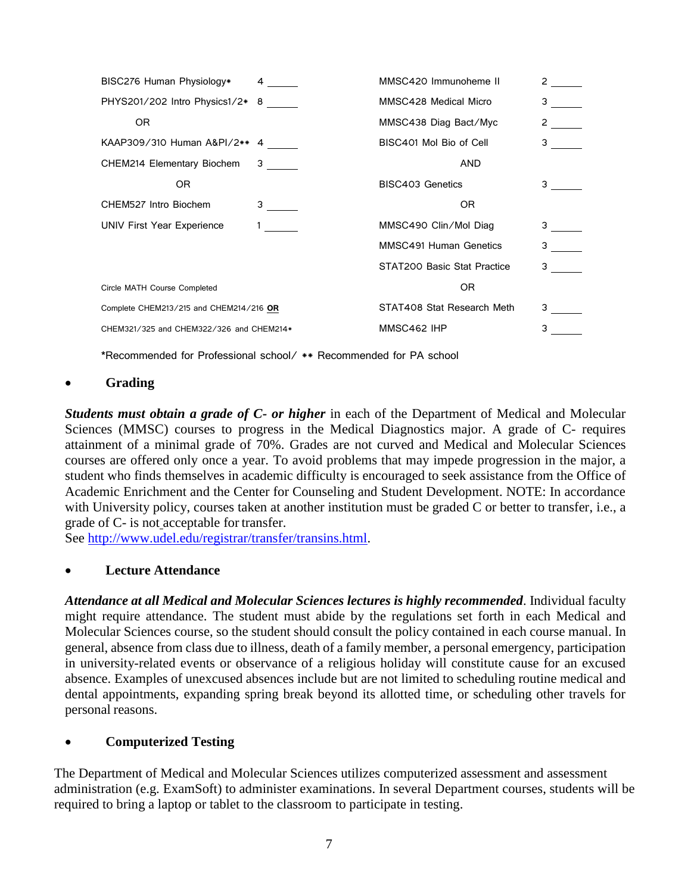| Course | Credits | | Course | Credits | |
|---|---|---|---|---|---|
| BISC276 Human Physiology* | 4 | _____ | MMSC420 Immunoheme II | 2 | _____ |
| PHYS201/202 Intro Physics1/2* | 8 | _____ | MMSC428 Medical Micro | 3 | _____ |
| OR | | | MMSC438 Diag Bact/Myc | 2 | _____ |
| KAAP309/310 Human A&PI/2** | 4 | _____ | BISC401 Mol Bio of Cell | 3 | _____ |
| CHEM214 Elementary Biochem | 3 | _____ | AND | | |
| OR | | | BISC403 Genetics | 3 | _____ |
| CHEM527 Intro Biochem | 3 | _____ | OR | | |
| UNIV First Year Experience | 1 | _____ | MMSC490 Clin/Mol Diag | 3 | _____ |
| | | | MMSC491 Human Genetics | 3 | _____ |
| | | | STAT200 Basic Stat Practice | 3 | _____ |
| Circle MATH Course Completed | | | OR | | |
| Complete CHEM213/215 and CHEM214/216 **OR** | | | STAT408 Stat Research Meth | 3 | _____ |
| CHEM321/325 and CHEM322/326 and CHEM214* | | | MMSC462 IHP | 3 | _____ |

*Recommended for Professional school/ ** Recommended for PA school

- **Grading**

***Students must obtain a grade of C- or higher*** in each of the Department of Medical and Molecular Sciences (MMSC) courses to progress in the Medical Diagnostics major. A grade of C- requires attainment of a minimal grade of 70%. Grades are not curved and Medical and Molecular Sciences courses are offered only once a year. To avoid problems that may impede progression in the major, a student who finds themselves in academic difficulty is encouraged to seek assistance from the Office of Academic Enrichment and the Center for Counseling and Student Development. NOTE: In accordance with University policy, courses taken at another institution must be graded C or better to transfer, i.e., a grade of C- is not acceptable for transfer.
See http://www.udel.edu/registrar/transfer/transins.html.

- **Lecture Attendance**

***Attendance at all Medical and Molecular Sciences lectures is highly recommended***. Individual faculty might require attendance. The student must abide by the regulations set forth in each Medical and Molecular Sciences course, so the student should consult the policy contained in each course manual. In general, absence from class due to illness, death of a family member, a personal emergency, participation in university-related events or observance of a religious holiday will constitute cause for an excused absence. Examples of unexcused absences include but are not limited to scheduling routine medical and dental appointments, expanding spring break beyond its allotted time, or scheduling other travels for personal reasons.

- **Computerized Testing**

The Department of Medical and Molecular Sciences utilizes computerized assessment and assessment administration (e.g. ExamSoft) to administer examinations. In several Department courses, students will be required to bring a laptop or tablet to the classroom to participate in testing.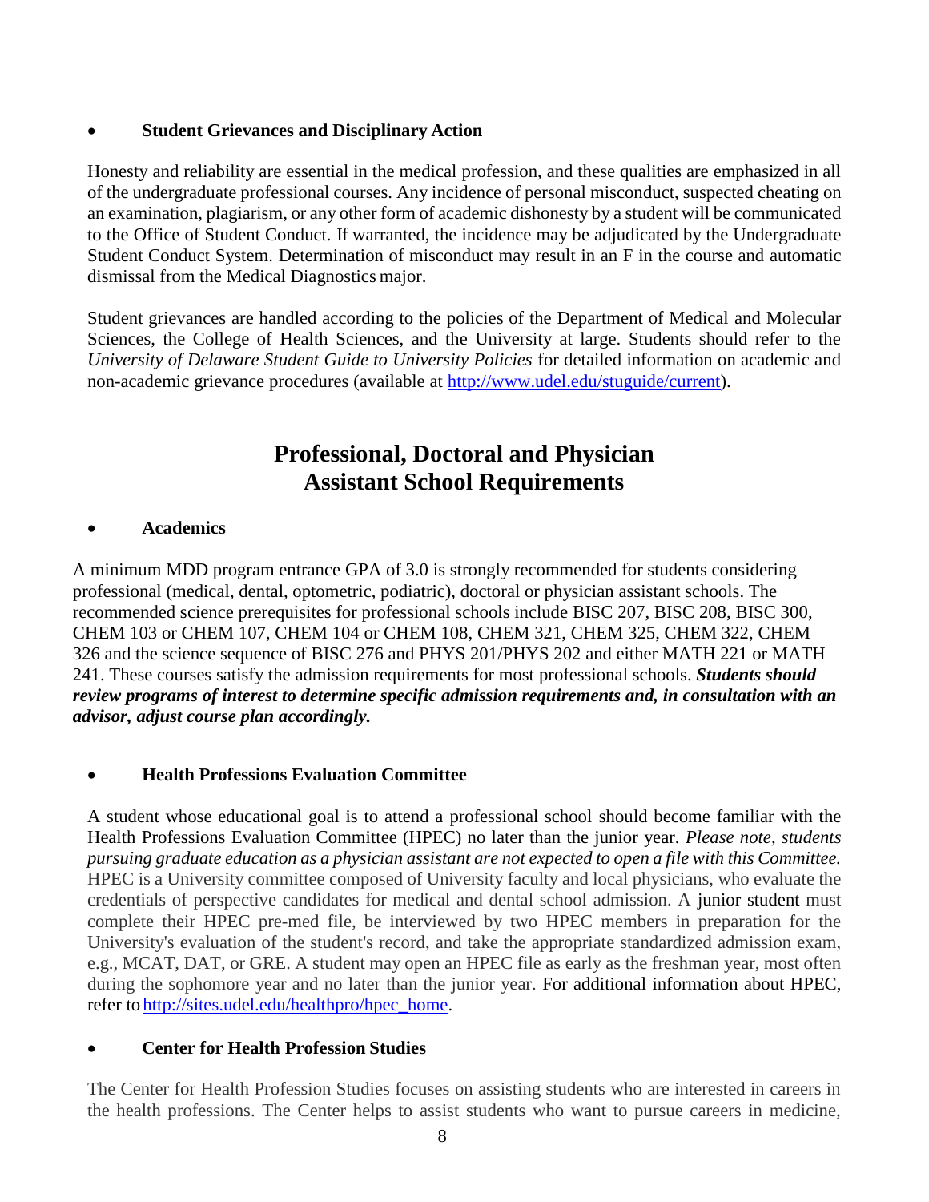- **Student Grievances and Disciplinary Action**

Honesty and reliability are essential in the medical profession, and these qualities are emphasized in all of the undergraduate professional courses. Any incidence of personal misconduct, suspected cheating on an examination, plagiarism, or any other form of academic dishonesty by a student will be communicated to the Office of Student Conduct. If warranted, the incidence may be adjudicated by the Undergraduate Student Conduct System. Determination of misconduct may result in an F in the course and automatic dismissal from the Medical Diagnostics major.

Student grievances are handled according to the policies of the Department of Medical and Molecular Sciences, the College of Health Sciences, and the University at large. Students should refer to the *University of Delaware Student Guide to University Policies* for detailed information on academic and non-academic grievance procedures (available at http://www.udel.edu/stuguide/current).

## Professional, Doctoral and Physician Assistant School Requirements

- **Academics**

A minimum MDD program entrance GPA of 3.0 is strongly recommended for students considering professional (medical, dental, optometric, podiatric), doctoral or physician assistant schools. The recommended science prerequisites for professional schools include BISC 207, BISC 208, BISC 300, CHEM 103 or CHEM 107, CHEM 104 or CHEM 108, CHEM 321, CHEM 325, CHEM 322, CHEM 326 and the science sequence of BISC 276 and PHYS 201/PHYS 202 and either MATH 221 or MATH 241. These courses satisfy the admission requirements for most professional schools. ***Students should review programs of interest to determine specific admission requirements and, in consultation with an advisor, adjust course plan accordingly.***

- **Health Professions Evaluation Committee**

A student whose educational goal is to attend a professional school should become familiar with the Health Professions Evaluation Committee (HPEC) no later than the junior year. *Please note, students pursuing graduate education as a physician assistant are not expected to open a file with this Committee.* HPEC is a University committee composed of University faculty and local physicians, who evaluate the credentials of perspective candidates for medical and dental school admission. A junior student must complete their HPEC pre-med file, be interviewed by two HPEC members in preparation for the University's evaluation of the student's record, and take the appropriate standardized admission exam, e.g., MCAT, DAT, or GRE. A student may open an HPEC file as early as the freshman year, most often during the sophomore year and no later than the junior year. For additional information about HPEC, refer to http://sites.udel.edu/healthpro/hpec_home.

- **Center for Health Profession Studies**

The Center for Health Profession Studies focuses on assisting students who are interested in careers in the health professions. The Center helps to assist students who want to pursue careers in medicine,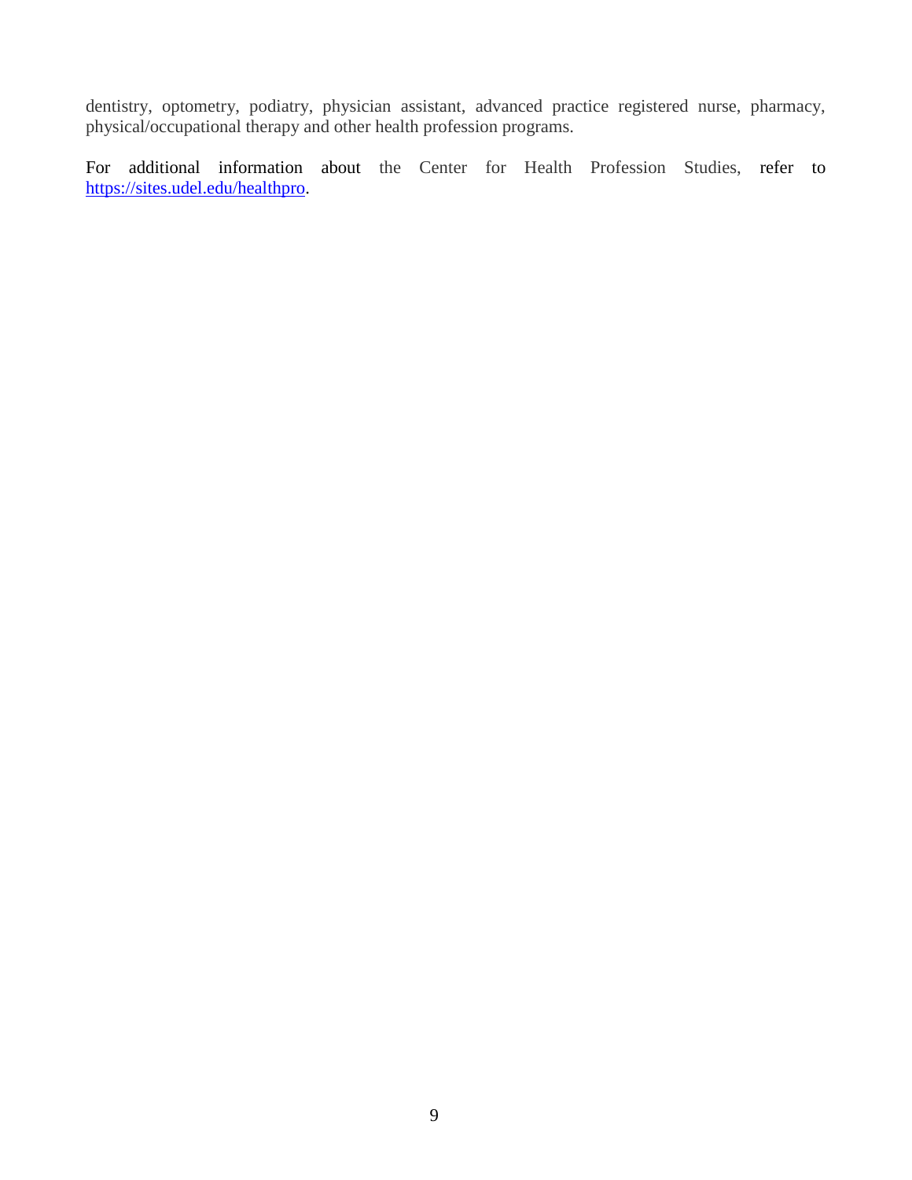dentistry, optometry, podiatry, physician assistant, advanced practice registered nurse, pharmacy, physical/occupational therapy and other health profession programs.

For additional information about the Center for Health Profession Studies, refer to https://sites.udel.edu/healthpro.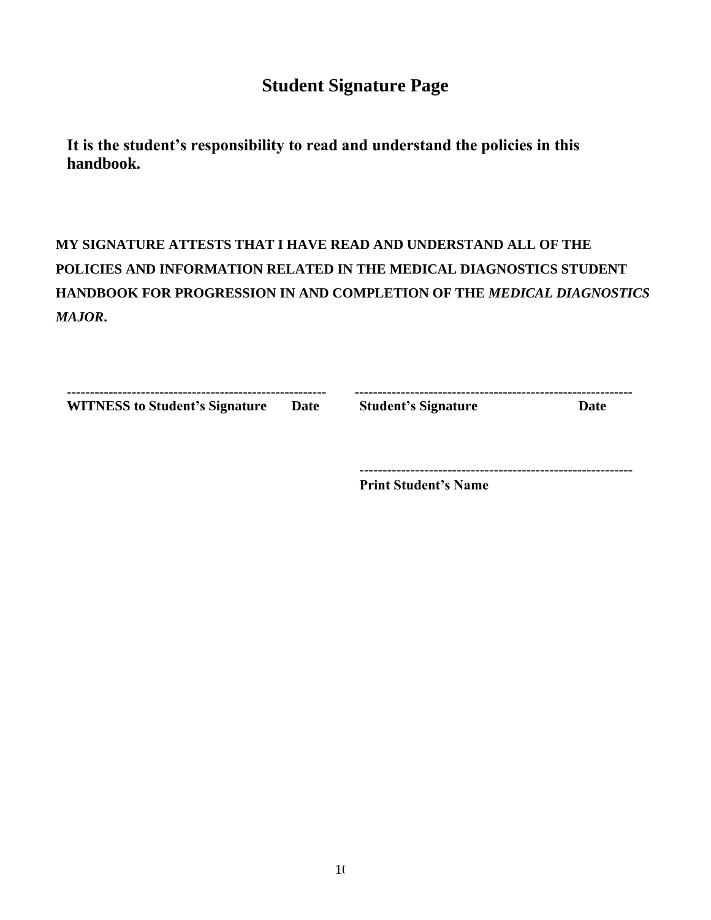# Student Signature Page

**It is the student's responsibility to read and understand the policies in this handbook.**

**MY SIGNATURE ATTESTS THAT I HAVE READ AND UNDERSTAND ALL OF THE POLICIES AND INFORMATION RELATED IN THE MEDICAL DIAGNOSTICS STUDENT HANDBOOK FOR PROGRESSION IN AND COMPLETION OF THE *MEDICAL DIAGNOSTICS MAJOR*.**

| | |
|---|---|
| -------------------------------------------------------- | ------------------------------------------------------------ |
| **WITNESS to Student's Signature Date** | **Student's Signature Date** |
| | ------------------------------------------------------------ |
| | **Print Student's Name** |